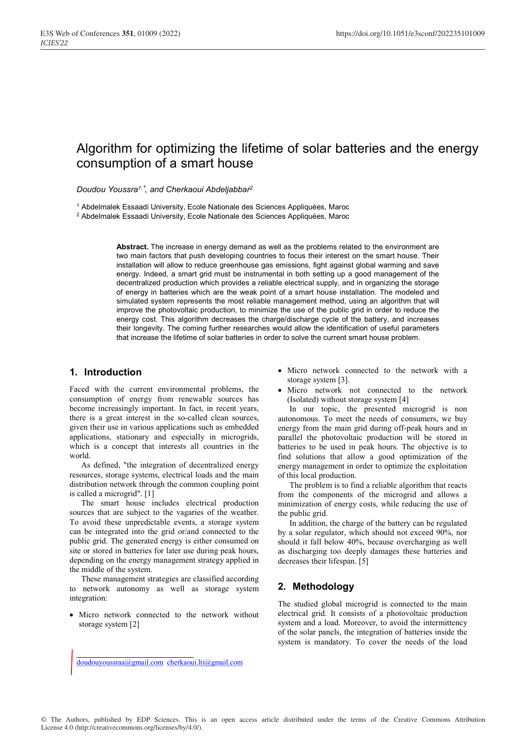# Algorithm for optimizing the lifetime of solar batteries and the energy consumption of a smart house

*Doudou Youssra*[1,*], *and Cherkaoui Abdeljabbar*[2]

[1] Abdelmalek Essaadi University, Ecole Nationale des Sciences Appliquées, Maroc
[2] Abdelmalek Essaadi University, Ecole Nationale des Sciences Appliquées, Maroc

**Abstract.** The increase in energy demand as well as the problems related to the environment are two main factors that push developing countries to focus their interest on the smart house. Their installation will allow to reduce greenhouse gas emissions, fight against global warming and save energy. Indeed, a smart grid must be instrumental in both setting up a good management of the decentralized production which provides a reliable electrical supply, and in organizing the storage of energy in batteries which are the weak point of a smart house installation. The modeled and simulated system represents the most reliable management method, using an algorithm that will improve the photovoltaic production, to minimize the use of the public grid in order to reduce the energy cost. This algorithm decreases the charge/discharge cycle of the battery, and increases their longevity. The coming further researches would allow the identification of useful parameters that increase the lifetime of solar batteries in order to solve the current smart house problem.

## 1. Introduction

Faced with the current environmental problems, the consumption of energy from renewable sources has become increasingly important. In fact, in recent years, there is a great interest in the so-called clean sources, given their use in various applications such as embedded applications, stationary and especially in microgrids, which is a concept that interests all countries in the world.

As defined, "the integration of decentralized energy resources, storage systems, electrical loads and the main distribution network through the common coupling point is called a microgrid". [1]

The smart house includes electrical production sources that are subject to the vagaries of the weather. To avoid these unpredictable events, a storage system can be integrated into the grid or/and connected to the public grid. The generated energy is either consumed on site or stored in batteries for later use during peak hours, depending on the energy management strategy applied in the middle of the system.

These management strategies are classified according to network autonomy as well as storage system integration:

- Micro network connected to the network without storage system [2]
- Micro network connected to the network with a storage system [3].
- Micro network not connected to the network (Isolated) without storage system [4]

In our topic, the presented microgrid is non autonomous. To meet the needs of consumers, we buy energy from the main grid during off-peak hours and in parallel the photovoltaic production will be stored in batteries to be used in peak hours. The objective is to find solutions that allow a good optimization of the energy management in order to optimize the exploitation of this local production.

The problem is to find a reliable algorithm that reacts from the components of the microgrid and allows a minimization of energy costs, while reducing the use of the public grid.

In addition, the charge of the battery can be regulated by a solar regulator, which should not exceed 90%, nor should it fall below 40%, because overcharging as well as discharging too deeply damages these batteries and decreases their lifespan. [5]

## 2. Methodology

The studied global microgrid is connected to the main electrical grid. It consists of a photovoltaic production system and a load. Moreover, to avoid the intermittency of the solar panels, the integration of batteries inside the system is mandatory. To cover the needs of the load

doudouyoussraa@gmail.com cherkaoui.lti@gmail.com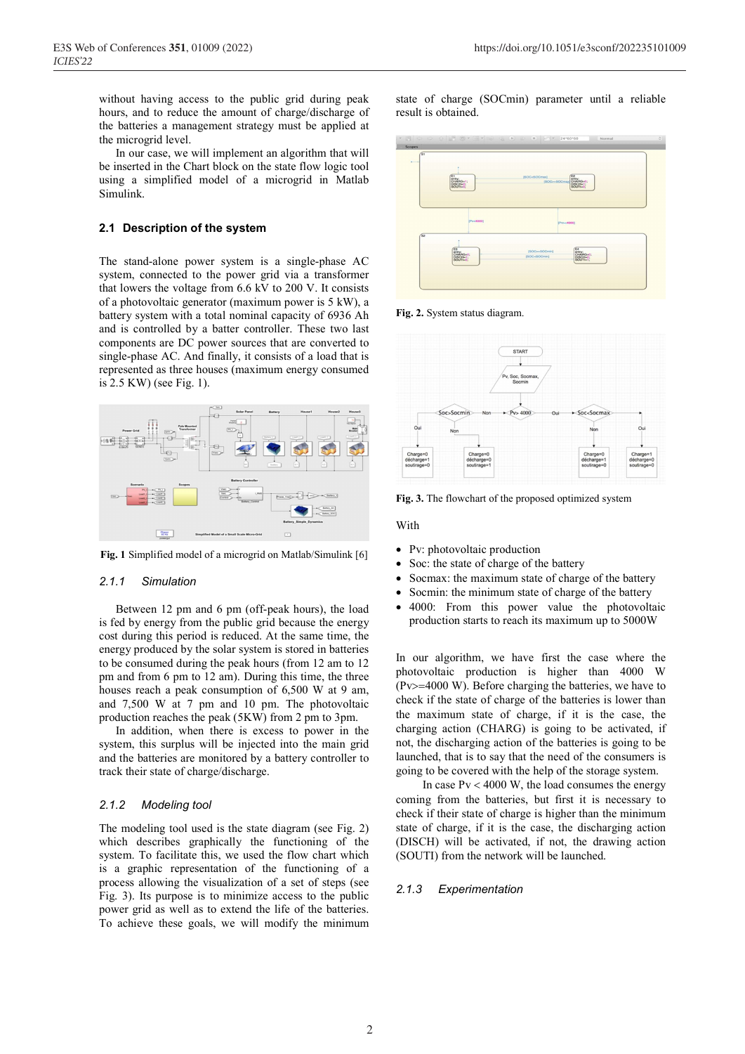without having access to the public grid during peak hours, and to reduce the amount of charge/discharge of the batteries a management strategy must be applied at the microgrid level.

In our case, we will implement an algorithm that will be inserted in the Chart block on the state flow logic tool using a simplified model of a microgrid in Matlab Simulink.

### 2.1 Description of the system

The stand-alone power system is a single-phase AC system, connected to the power grid via a transformer that lowers the voltage from 6.6 kV to 200 V. It consists of a photovoltaic generator (maximum power is 5 kW), a battery system with a total nominal capacity of 6936 Ah and is controlled by a batter controller. These two last components are DC power sources that are converted to single-phase AC. And finally, it consists of a load that is represented as three houses (maximum energy consumed is 2.5 KW) (see Fig. 1).

**Fig. 1** Simplified model of a microgrid on Matlab/Simulink [6]

#### *2.1.1 Simulation*

Between 12 pm and 6 pm (off-peak hours), the load is fed by energy from the public grid because the energy cost during this period is reduced. At the same time, the energy produced by the solar system is stored in batteries to be consumed during the peak hours (from 12 am to 12 pm and from 6 pm to 12 am). During this time, the three houses reach a peak consumption of 6,500 W at 9 am, and 7,500 W at 7 pm and 10 pm. The photovoltaic production reaches the peak (5KW) from 2 pm to 3pm.

In addition, when there is excess to power in the system, this surplus will be injected into the main grid and the batteries are monitored by a battery controller to track their state of charge/discharge.

#### *2.1.2 Modeling tool*

The modeling tool used is the state diagram (see Fig. 2) which describes graphically the functioning of the system. To facilitate this, we used the flow chart which is a graphic representation of the functioning of a process allowing the visualization of a set of steps (see Fig. 3). Its purpose is to minimize access to the public power grid as well as to extend the life of the batteries. To achieve these goals, we will modify the minimum state of charge (SOCmin) parameter until a reliable result is obtained.

**Fig. 2.** System status diagram.

**Fig. 3.** The flowchart of the proposed optimized system

With

- Pv: photovoltaic production
- Soc: the state of charge of the battery
- Socmax: the maximum state of charge of the battery
- Socmin: the minimum state of charge of the battery
- 4000: From this power value the photovoltaic production starts to reach its maximum up to 5000W

In our algorithm, we have first the case where the photovoltaic production is higher than 4000 W (Pv>=4000 W). Before charging the batteries, we have to check if the state of charge of the batteries is lower than the maximum state of charge, if it is the case, the charging action (CHARG) is going to be activated, if not, the discharging action of the batteries is going to be launched, that is to say that the need of the consumers is going to be covered with the help of the storage system.

In case Pv < 4000 W, the load consumes the energy coming from the batteries, but first it is necessary to check if their state of charge is higher than the minimum state of charge, if it is the case, the discharging action (DISCH) will be activated, if not, the drawing action (SOUTI) from the network will be launched.

#### *2.1.3 Experimentation*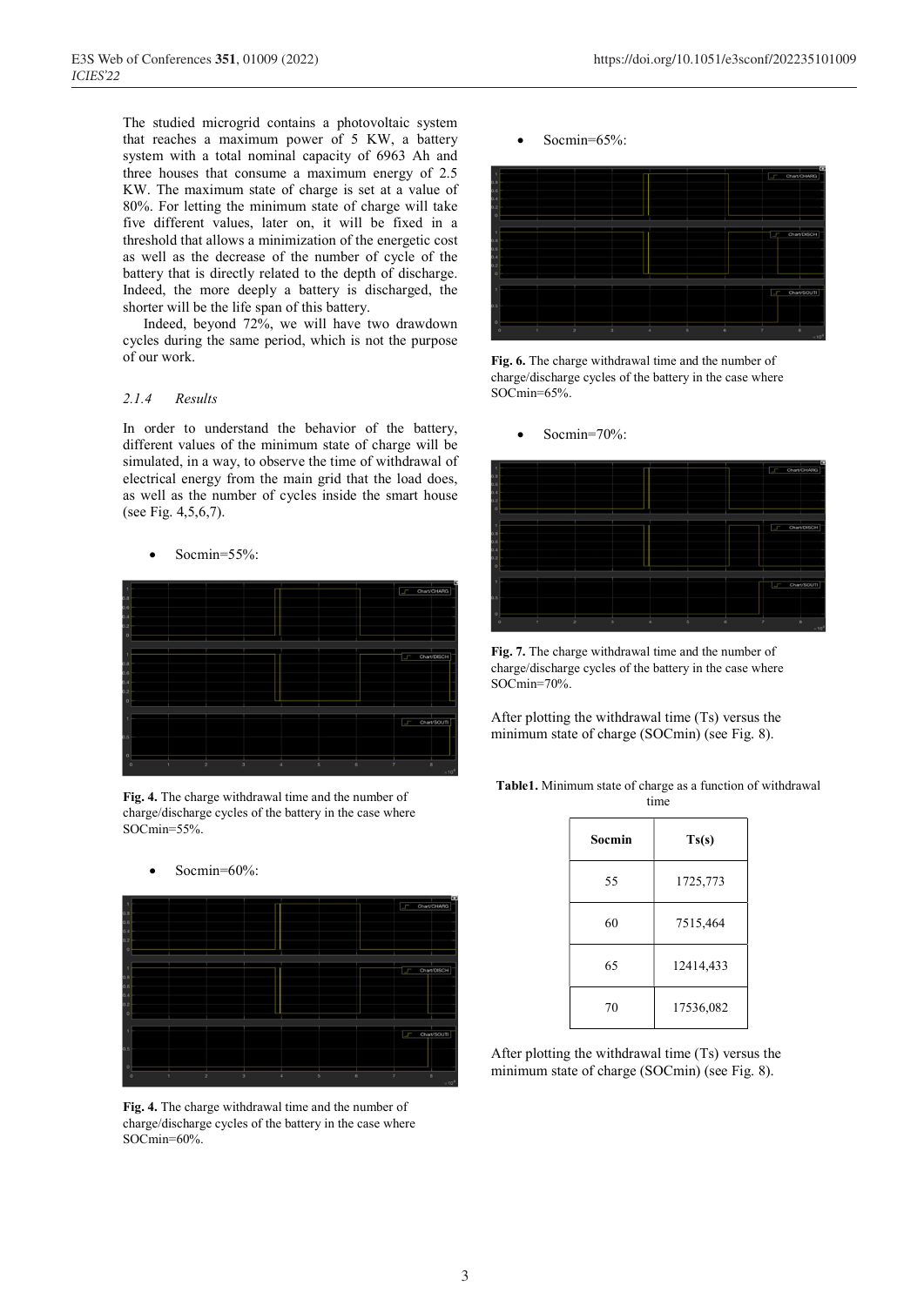The studied microgrid contains a photovoltaic system that reaches a maximum power of 5 KW, a battery system with a total nominal capacity of 6963 Ah and three houses that consume a maximum energy of 2.5 KW. The maximum state of charge is set at a value of 80%. For letting the minimum state of charge will take five different values, later on, it will be fixed in a threshold that allows a minimization of the energetic cost as well as the decrease of the number of cycle of the battery that is directly related to the depth of discharge. Indeed, the more deeply a battery is discharged, the shorter will be the life span of this battery.

Indeed, beyond 72%, we will have two drawdown cycles during the same period, which is not the purpose of our work.

### *2.1.4 Results*

In order to understand the behavior of the battery, different values of the minimum state of charge will be simulated, in a way, to observe the time of withdrawal of electrical energy from the main grid that the load does, as well as the number of cycles inside the smart house (see Fig. 4,5,6,7).

- Socmin=55%:

**Fig. 4.** The charge withdrawal time and the number of charge/discharge cycles of the battery in the case where SOCmin=55%.

- Socmin=60%:

**Fig. 4.** The charge withdrawal time and the number of charge/discharge cycles of the battery in the case where SOCmin=60%.

- Socmin=65%:

**Fig. 6.** The charge withdrawal time and the number of charge/discharge cycles of the battery in the case where SOCmin=65%.

- Socmin=70%:

**Fig. 7.** The charge withdrawal time and the number of charge/discharge cycles of the battery in the case where SOCmin=70%.

After plotting the withdrawal time (Ts) versus the minimum state of charge (SOCmin) (see Fig. 8).

**Table1.** Minimum state of charge as a function of withdrawal time

| Socmin | Ts(s) |
|---|---|
| 55 | 1725,773 |
| 60 | 7515,464 |
| 65 | 12414,433 |
| 70 | 17536,082 |

After plotting the withdrawal time (Ts) versus the minimum state of charge (SOCmin) (see Fig. 8).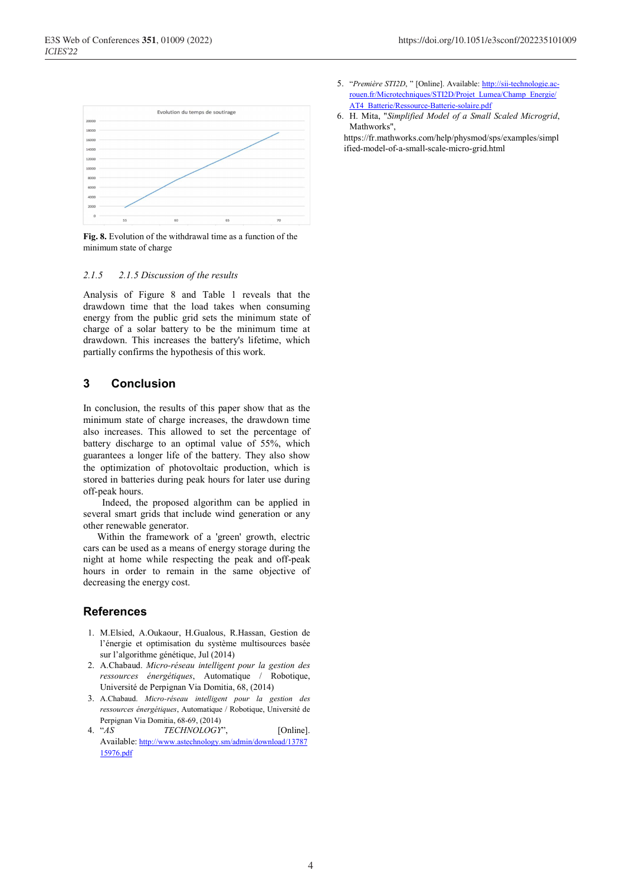Evolution du temps de soutirage

20000
18000
16000
14000
12000
10000
8000
6000
4000
2000
0

55
60
65
70

**Fig. 8.** Evolution of the withdrawal time as a function of the minimum state of charge

### 2.1.5 2.1.5 Discussion of the results

Analysis of Figure 8 and Table 1 reveals that the drawdown time that the load takes when consuming energy from the public grid sets the minimum state of charge of a solar battery to be the minimum time at drawdown. This increases the battery's lifetime, which partially confirms the hypothesis of this work.

## 3 Conclusion

In conclusion, the results of this paper show that as the minimum state of charge increases, the drawdown time also increases. This allowed to set the percentage of battery discharge to an optimal value of 55%, which guarantees a longer life of the battery. They also show the optimization of photovoltaic production, which is stored in batteries during peak hours for later use during off-peak hours.

Indeed, the proposed algorithm can be applied in several smart grids that include wind generation or any other renewable generator.

Within the framework of a 'green' growth, electric cars can be used as a means of energy storage during the night at home while respecting the peak and off-peak hours in order to remain in the same objective of decreasing the energy cost.

## References

1. M.Elsied, A.Oukaour, H.Gualous, R.Hassan, Gestion de l'énergie et optimisation du système multisources basée sur l'algorithme génétique, Jul (2014)
2. A.Chabaud. *Micro-réseau intelligent pour la gestion des ressources énergétiques*, Automatique / Robotique, Université de Perpignan Via Domitia, 68, (2014)
3. A.Chabaud. *Micro-réseau intelligent pour la gestion des ressources énergétiques*, Automatique / Robotique, Université de Perpignan Via Domitia, 68-69, (2014)
4. "*AS TECHNOLOGY*", [Online]. Available: http://www.astechnology.sm/admin/download/1378715976.pdf
5. "*Première STI2D*, " [Online]. Available: http://sii-technologie.ac-rouen.fr/Microtechniques/STI2D/Projet_Lumea/Champ_Energie/AT4_Batterie/Ressource-Batterie-solaire.pdf
6. H. Mita, "*Simplified Model of a Small Scaled Microgrid*, Mathworks", https://fr.mathworks.com/help/physmod/sps/examples/simplified-model-of-a-small-scale-micro-grid.html